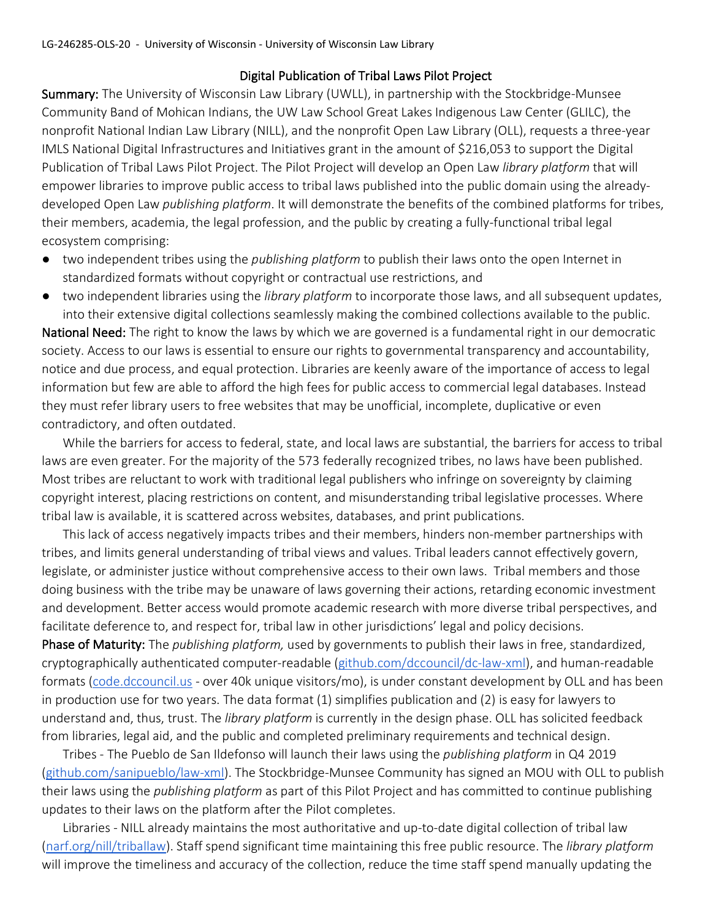LG-246285-OLS-20 - University of Wisconsin - University of Wisconsin Law Library

## Digital Publication of Tribal Laws Pilot Project

**Summary:** The University of Wisconsin Law Library (UWLL), in partnership with the Stockbridge-Munsee Community Band of Mohican Indians, the UW Law School Great Lakes Indigenous Law Center (GLILC), the nonprofit National Indian Law Library (NILL), and the nonprofit Open Law Library (OLL), requests a three-year IMLS National Digital Infrastructures and Initiatives grant in the amount of $216,053 to support the Digital Publication of Tribal Laws Pilot Project. The Pilot Project will develop an Open Law *library platform* that will empower libraries to improve public access to tribal laws published into the public domain using the already-developed Open Law *publishing platform*. It will demonstrate the benefits of the combined platforms for tribes, their members, academia, the legal profession, and the public by creating a fully-functional tribal legal ecosystem comprising:

- two independent tribes using the *publishing platform* to publish their laws onto the open Internet in standardized formats without copyright or contractual use restrictions, and
- two independent libraries using the *library platform* to incorporate those laws, and all subsequent updates, into their extensive digital collections seamlessly making the combined collections available to the public.

**National Need:** The right to know the laws by which we are governed is a fundamental right in our democratic society. Access to our laws is essential to ensure our rights to governmental transparency and accountability, notice and due process, and equal protection. Libraries are keenly aware of the importance of access to legal information but few are able to afford the high fees for public access to commercial legal databases. Instead they must refer library users to free websites that may be unofficial, incomplete, duplicative or even contradictory, and often outdated.

While the barriers for access to federal, state, and local laws are substantial, the barriers for access to tribal laws are even greater. For the majority of the 573 federally recognized tribes, no laws have been published. Most tribes are reluctant to work with traditional legal publishers who infringe on sovereignty by claiming copyright interest, placing restrictions on content, and misunderstanding tribal legislative processes. Where tribal law is available, it is scattered across websites, databases, and print publications.

This lack of access negatively impacts tribes and their members, hinders non-member partnerships with tribes, and limits general understanding of tribal views and values. Tribal leaders cannot effectively govern, legislate, or administer justice without comprehensive access to their own laws. Tribal members and those doing business with the tribe may be unaware of laws governing their actions, retarding economic investment and development. Better access would promote academic research with more diverse tribal perspectives, and facilitate deference to, and respect for, tribal law in other jurisdictions' legal and policy decisions.

**Phase of Maturity:** The *publishing platform,* used by governments to publish their laws in free, standardized, cryptographically authenticated computer-readable (github.com/dccouncil/dc-law-xml), and human-readable formats (code.dccouncil.us - over 40k unique visitors/mo), is under constant development by OLL and has been in production use for two years. The data format (1) simplifies publication and (2) is easy for lawyers to understand and, thus, trust. The *library platform* is currently in the design phase. OLL has solicited feedback from libraries, legal aid, and the public and completed preliminary requirements and technical design.

Tribes - The Pueblo de San Ildefonso will launch their laws using the *publishing platform* in Q4 2019 (github.com/sanipueblo/law-xml). The Stockbridge-Munsee Community has signed an MOU with OLL to publish their laws using the *publishing platform* as part of this Pilot Project and has committed to continue publishing updates to their laws on the platform after the Pilot completes.

Libraries - NILL already maintains the most authoritative and up-to-date digital collection of tribal law (narf.org/nill/triballaw). Staff spend significant time maintaining this free public resource. The *library platform* will improve the timeliness and accuracy of the collection, reduce the time staff spend manually updating the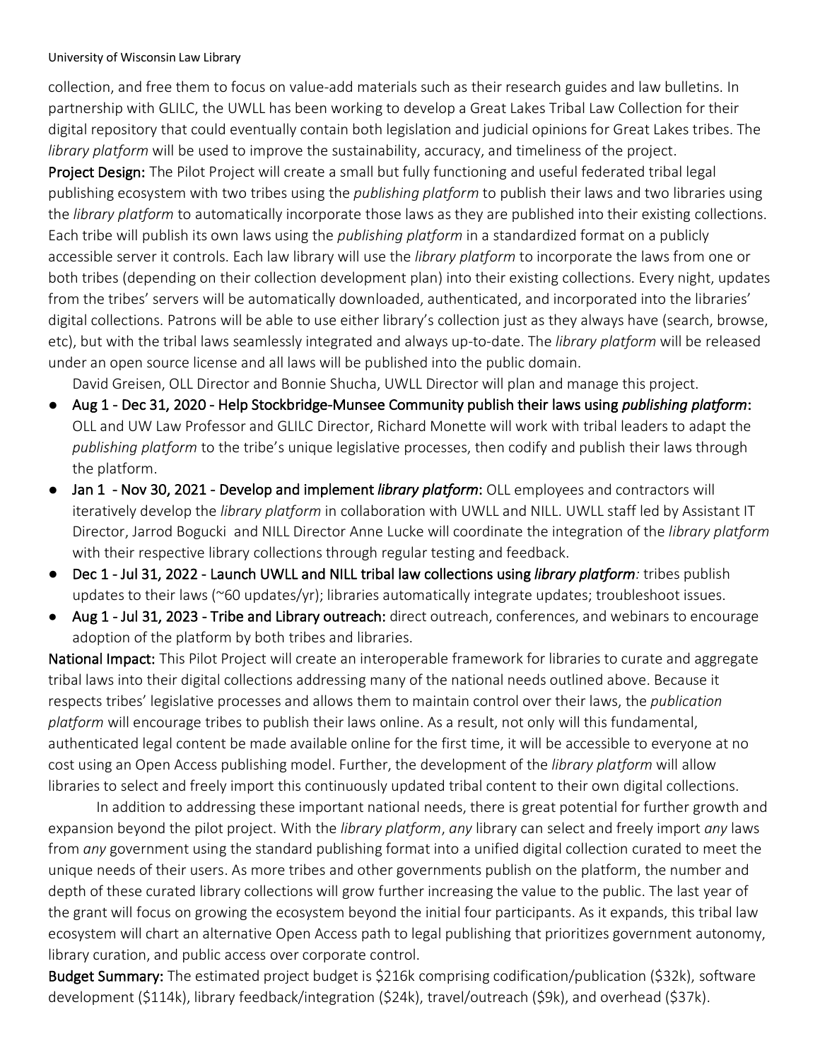collection, and free them to focus on value-add materials such as their research guides and law bulletins. In partnership with GLILC, the UWLL has been working to develop a Great Lakes Tribal Law Collection for their digital repository that could eventually contain both legislation and judicial opinions for Great Lakes tribes. The *library platform* will be used to improve the sustainability, accuracy, and timeliness of the project.

**Project Design:** The Pilot Project will create a small but fully functioning and useful federated tribal legal publishing ecosystem with two tribes using the *publishing platform* to publish their laws and two libraries using the *library platform* to automatically incorporate those laws as they are published into their existing collections. Each tribe will publish its own laws using the *publishing platform* in a standardized format on a publicly accessible server it controls. Each law library will use the *library platform* to incorporate the laws from one or both tribes (depending on their collection development plan) into their existing collections. Every night, updates from the tribes' servers will be automatically downloaded, authenticated, and incorporated into the libraries' digital collections. Patrons will be able to use either library's collection just as they always have (search, browse, etc), but with the tribal laws seamlessly integrated and always up-to-date. The *library platform* will be released under an open source license and all laws will be published into the public domain.

David Greisen, OLL Director and Bonnie Shucha, UWLL Director will plan and manage this project.

- **Aug 1 - Dec 31, 2020 - Help Stockbridge-Munsee Community publish their laws using *publishing platform*:** OLL and UW Law Professor and GLILC Director, Richard Monette will work with tribal leaders to adapt the *publishing platform* to the tribe's unique legislative processes, then codify and publish their laws through the platform.
- **Jan 1 - Nov 30, 2021 - Develop and implement *library platform*:** OLL employees and contractors will iteratively develop the *library platform* in collaboration with UWLL and NILL. UWLL staff led by Assistant IT Director, Jarrod Bogucki and NILL Director Anne Lucke will coordinate the integration of the *library platform* with their respective library collections through regular testing and feedback.
- **Dec 1 - Jul 31, 2022 - Launch UWLL and NILL tribal law collections using *library platform*:** tribes publish updates to their laws (~60 updates/yr); libraries automatically integrate updates; troubleshoot issues.
- **Aug 1 - Jul 31, 2023 - Tribe and Library outreach:** direct outreach, conferences, and webinars to encourage adoption of the platform by both tribes and libraries.

**National Impact:** This Pilot Project will create an interoperable framework for libraries to curate and aggregate tribal laws into their digital collections addressing many of the national needs outlined above. Because it respects tribes' legislative processes and allows them to maintain control over their laws, the *publication platform* will encourage tribes to publish their laws online. As a result, not only will this fundamental, authenticated legal content be made available online for the first time, it will be accessible to everyone at no cost using an Open Access publishing model. Further, the development of the *library platform* will allow libraries to select and freely import this continuously updated tribal content to their own digital collections.

In addition to addressing these important national needs, there is great potential for further growth and expansion beyond the pilot project. With the *library platform*, *any* library can select and freely import *any* laws from *any* government using the standard publishing format into a unified digital collection curated to meet the unique needs of their users. As more tribes and other governments publish on the platform, the number and depth of these curated library collections will grow further increasing the value to the public. The last year of the grant will focus on growing the ecosystem beyond the initial four participants. As it expands, this tribal law ecosystem will chart an alternative Open Access path to legal publishing that prioritizes government autonomy, library curation, and public access over corporate control.

**Budget Summary:** The estimated project budget is $216k comprising codification/publication ($32k), software development ($114k), library feedback/integration ($24k), travel/outreach ($9k), and overhead ($37k).